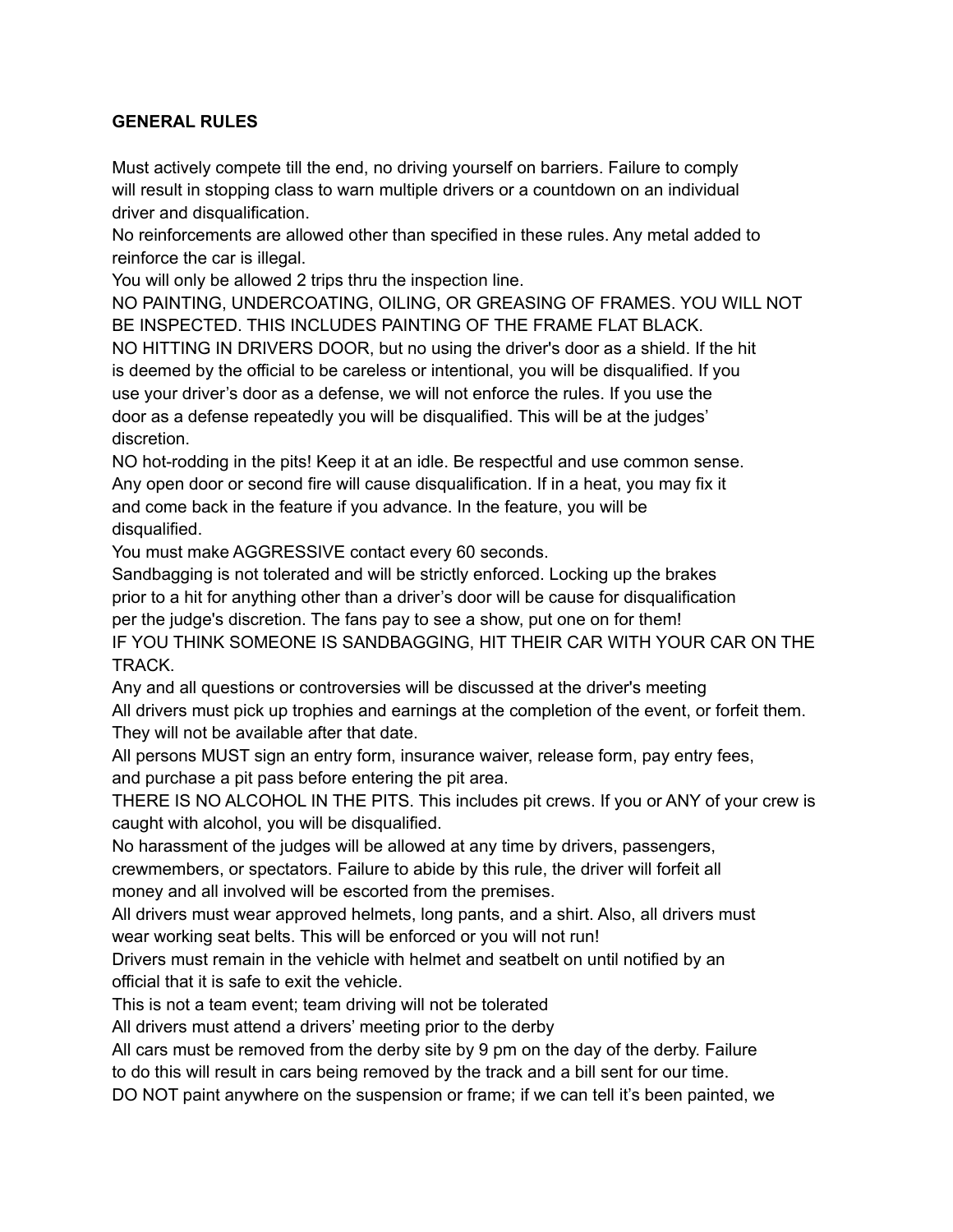**GENERAL RULES**

Must actively compete till the end, no driving yourself on barriers. Failure to comply will result in stopping class to warn multiple drivers or a countdown on an individual driver and disqualification.

No reinforcements are allowed other than specified in these rules. Any metal added to reinforce the car is illegal.

You will only be allowed 2 trips thru the inspection line.

NO PAINTING, UNDERCOATING, OILING, OR GREASING OF FRAMES. YOU WILL NOT BE INSPECTED. THIS INCLUDES PAINTING OF THE FRAME FLAT BLACK.

NO HITTING IN DRIVERS DOOR, but no using the driver's door as a shield. If the hit is deemed by the official to be careless or intentional, you will be disqualified. If you use your driver's door as a defense, we will not enforce the rules. If you use the door as a defense repeatedly you will be disqualified. This will be at the judges' discretion.

NO hot-rodding in the pits! Keep it at an idle. Be respectful and use common sense.

Any open door or second fire will cause disqualification. If in a heat, you may fix it and come back in the feature if you advance. In the feature, you will be disqualified.

You must make AGGRESSIVE contact every 60 seconds.

Sandbagging is not tolerated and will be strictly enforced. Locking up the brakes prior to a hit for anything other than a driver's door will be cause for disqualification per the judge's discretion. The fans pay to see a show, put one on for them!

IF YOU THINK SOMEONE IS SANDBAGGING, HIT THEIR CAR WITH YOUR CAR ON THE TRACK.

Any and all questions or controversies will be discussed at the driver's meeting

All drivers must pick up trophies and earnings at the completion of the event, or forfeit them. They will not be available after that date.

All persons MUST sign an entry form, insurance waiver, release form, pay entry fees, and purchase a pit pass before entering the pit area.

THERE IS NO ALCOHOL IN THE PITS. This includes pit crews. If you or ANY of your crew is caught with alcohol, you will be disqualified.

No harassment of the judges will be allowed at any time by drivers, passengers, crewmembers, or spectators. Failure to abide by this rule, the driver will forfeit all money and all involved will be escorted from the premises.

All drivers must wear approved helmets, long pants, and a shirt. Also, all drivers must wear working seat belts. This will be enforced or you will not run!

Drivers must remain in the vehicle with helmet and seatbelt on until notified by an official that it is safe to exit the vehicle.

This is not a team event; team driving will not be tolerated

All drivers must attend a drivers' meeting prior to the derby

All cars must be removed from the derby site by 9 pm on the day of the derby. Failure to do this will result in cars being removed by the track and a bill sent for our time.

DO NOT paint anywhere on the suspension or frame; if we can tell it's been painted, we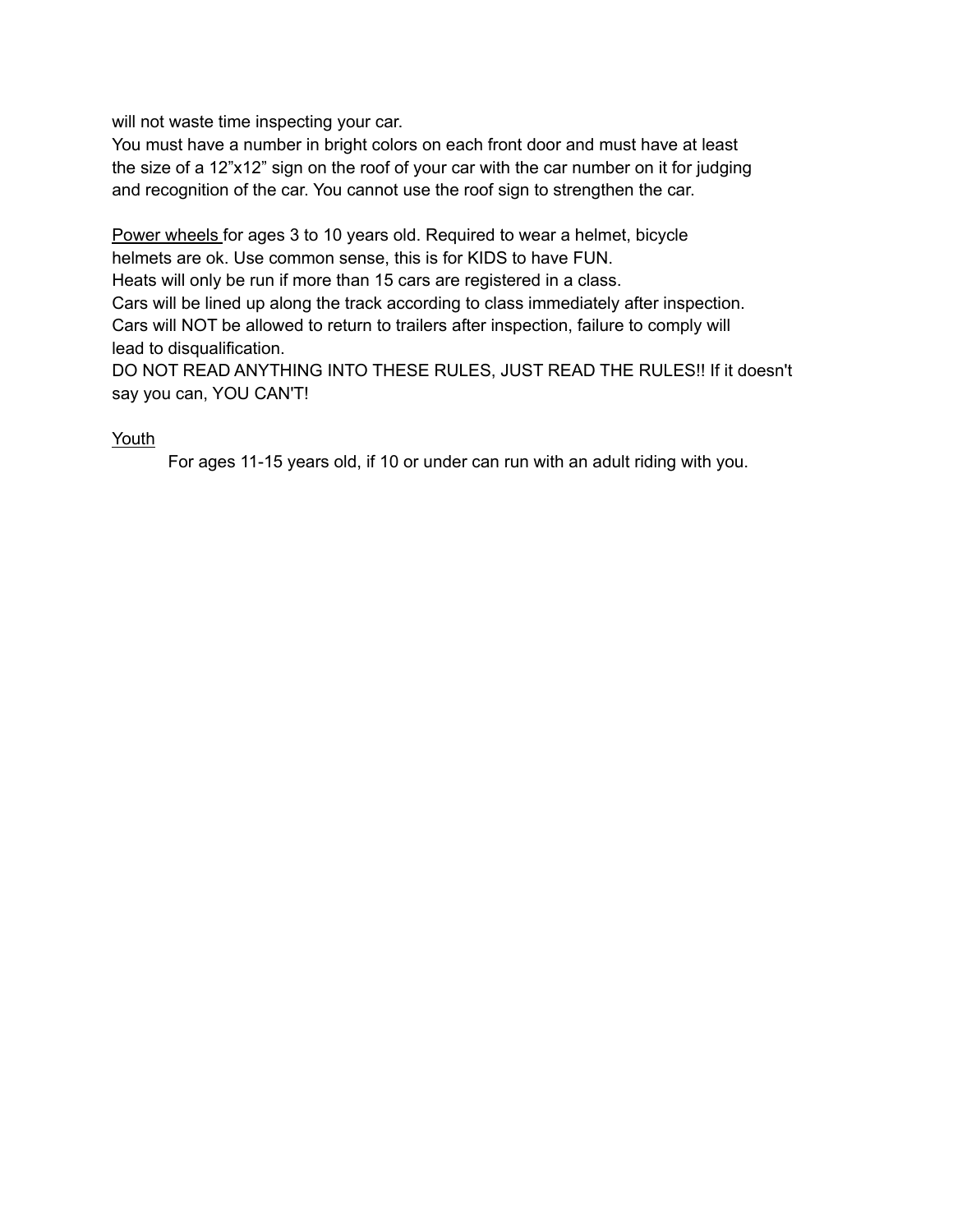will not waste time inspecting your car.
You must have a number in bright colors on each front door and must have at least the size of a 12”x12” sign on the roof of your car with the car number on it for judging and recognition of the car. You cannot use the roof sign to strengthen the car.

<u>Power wheels</u> for ages 3 to 10 years old. Required to wear a helmet, bicycle helmets are ok. Use common sense, this is for KIDS to have FUN.
Heats will only be run if more than 15 cars are registered in a class.
Cars will be lined up along the track according to class immediately after inspection.
Cars will NOT be allowed to return to trailers after inspection, failure to comply will lead to disqualification.
DO NOT READ ANYTHING INTO THESE RULES, JUST READ THE RULES!! If it doesn't say you can, YOU CAN'T!

<u>Youth</u>

For ages 11-15 years old, if 10 or under can run with an adult riding with you.